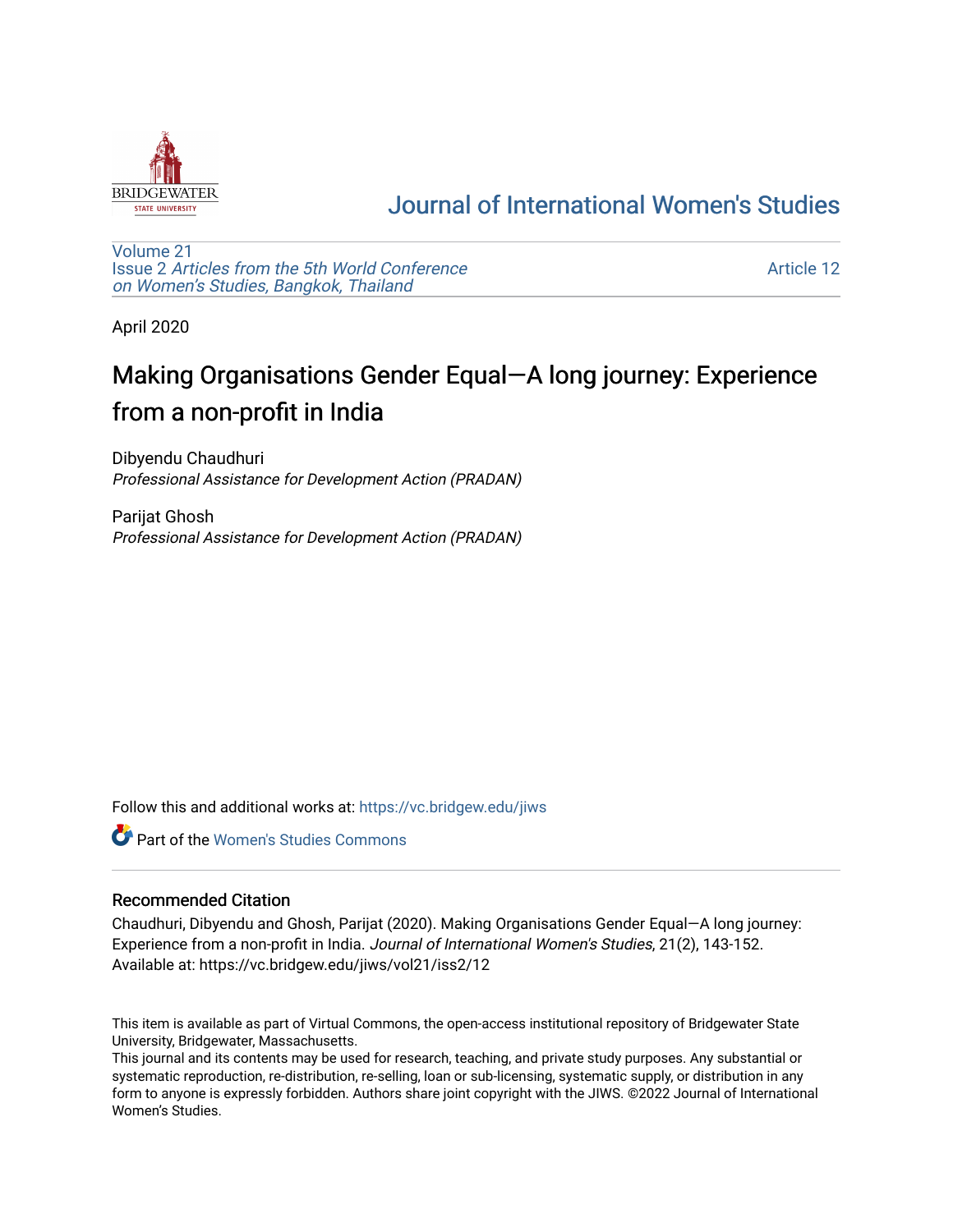# Journal of International Women's Studies

Volume 21
Issue 2 *Articles from the 5th World Conference on Women's Studies, Bangkok, Thailand*

Article 12

April 2020

# Making Organisations Gender Equal—A long journey: Experience from a non-profit in India

Dibyendu Chaudhuri
*Professional Assistance for Development Action (PRADAN)*

Parijat Ghosh
*Professional Assistance for Development Action (PRADAN)*

Follow this and additional works at: https://vc.bridgew.edu/jiws

Part of the Women's Studies Commons

## Recommended Citation

Chaudhuri, Dibyendu and Ghosh, Parijat (2020). Making Organisations Gender Equal—A long journey: Experience from a non-profit in India. *Journal of International Women's Studies*, 21(2), 143-152. Available at: https://vc.bridgew.edu/jiws/vol21/iss2/12

This item is available as part of Virtual Commons, the open-access institutional repository of Bridgewater State University, Bridgewater, Massachusetts.
This journal and its contents may be used for research, teaching, and private study purposes. Any substantial or systematic reproduction, re-distribution, re-selling, loan or sub-licensing, systematic supply, or distribution in any form to anyone is expressly forbidden. Authors share joint copyright with the JIWS. ©2022 Journal of International Women's Studies.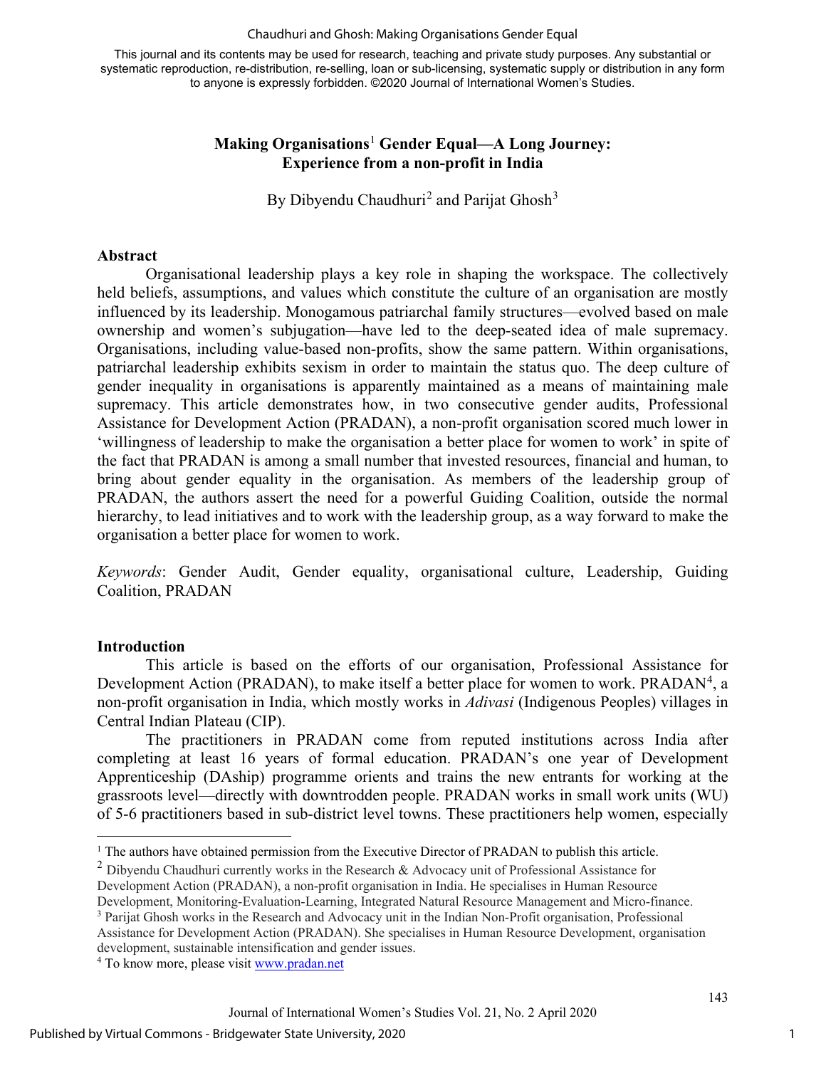# Making Organisations[1] Gender Equal—A Long Journey: Experience from a non-profit in India

By Dibyendu Chaudhuri[2] and Parijat Ghosh[3]

## Abstract

Organisational leadership plays a key role in shaping the workspace. The collectively held beliefs, assumptions, and values which constitute the culture of an organisation are mostly influenced by its leadership. Monogamous patriarchal family structures—evolved based on male ownership and women's subjugation—have led to the deep-seated idea of male supremacy. Organisations, including value-based non-profits, show the same pattern. Within organisations, patriarchal leadership exhibits sexism in order to maintain the status quo. The deep culture of gender inequality in organisations is apparently maintained as a means of maintaining male supremacy. This article demonstrates how, in two consecutive gender audits, Professional Assistance for Development Action (PRADAN), a non-profit organisation scored much lower in 'willingness of leadership to make the organisation a better place for women to work' in spite of the fact that PRADAN is among a small number that invested resources, financial and human, to bring about gender equality in the organisation. As members of the leadership group of PRADAN, the authors assert the need for a powerful Guiding Coalition, outside the normal hierarchy, to lead initiatives and to work with the leadership group, as a way forward to make the organisation a better place for women to work.

*Keywords*: Gender Audit, Gender equality, organisational culture, Leadership, Guiding Coalition, PRADAN

## Introduction

This article is based on the efforts of our organisation, Professional Assistance for Development Action (PRADAN), to make itself a better place for women to work. PRADAN[4], a non-profit organisation in India, which mostly works in *Adivasi* (Indigenous Peoples) villages in Central Indian Plateau (CIP).

The practitioners in PRADAN come from reputed institutions across India after completing at least 16 years of formal education. PRADAN's one year of Development Apprenticeship (DAship) programme orients and trains the new entrants for working at the grassroots level—directly with downtrodden people. PRADAN works in small work units (WU) of 5-6 practitioners based in sub-district level towns. These practitioners help women, especially

---

[1] The authors have obtained permission from the Executive Director of PRADAN to publish this article.

[2] Dibyendu Chaudhuri currently works in the Research & Advocacy unit of Professional Assistance for Development Action (PRADAN), a non-profit organisation in India. He specialises in Human Resource Development, Monitoring-Evaluation-Learning, Integrated Natural Resource Management and Micro-finance.

[3] Parijat Ghosh works in the Research and Advocacy unit in the Indian Non-Profit organisation, Professional Assistance for Development Action (PRADAN). She specialises in Human Resource Development, organisation development, sustainable intensification and gender issues.

[4] To know more, please visit www.pradan.net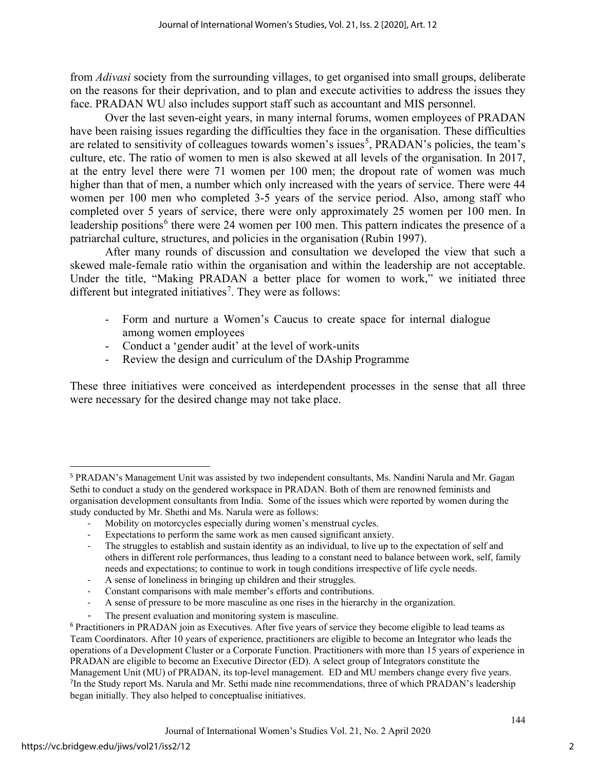from *Adivasi* society from the surrounding villages, to get organised into small groups, deliberate on the reasons for their deprivation, and to plan and execute activities to address the issues they face. PRADAN WU also includes support staff such as accountant and MIS personnel.

Over the last seven-eight years, in many internal forums, women employees of PRADAN have been raising issues regarding the difficulties they face in the organisation. These difficulties are related to sensitivity of colleagues towards women's issues[5], PRADAN's policies, the team's culture, etc. The ratio of women to men is also skewed at all levels of the organisation. In 2017, at the entry level there were 71 women per 100 men; the dropout rate of women was much higher than that of men, a number which only increased with the years of service. There were 44 women per 100 men who completed 3-5 years of the service period. Also, among staff who completed over 5 years of service, there were only approximately 25 women per 100 men. In leadership positions[6] there were 24 women per 100 men. This pattern indicates the presence of a patriarchal culture, structures, and policies in the organisation (Rubin 1997).

After many rounds of discussion and consultation we developed the view that such a skewed male-female ratio within the organisation and within the leadership are not acceptable. Under the title, "Making PRADAN a better place for women to work," we initiated three different but integrated initiatives[7]. They were as follows:

- Form and nurture a Women's Caucus to create space for internal dialogue among women employees
- Conduct a 'gender audit' at the level of work-units
- Review the design and curriculum of the DAship Programme

These three initiatives were conceived as interdependent processes in the sense that all three were necessary for the desired change may not take place.

---

[5] PRADAN's Management Unit was assisted by two independent consultants, Ms. Nandini Narula and Mr. Gagan Sethi to conduct a study on the gendered workspace in PRADAN. Both of them are renowned feminists and organisation development consultants from India. Some of the issues which were reported by women during the study conducted by Mr. Shethi and Ms. Narula were as follows:

- Mobility on motorcycles especially during women's menstrual cycles.
- Expectations to perform the same work as men caused significant anxiety.
- The struggles to establish and sustain identity as an individual, to live up to the expectation of self and others in different role performances, thus leading to a constant need to balance between work, self, family needs and expectations; to continue to work in tough conditions irrespective of life cycle needs.
- A sense of loneliness in bringing up children and their struggles.
- Constant comparisons with male member's efforts and contributions.
- A sense of pressure to be more masculine as one rises in the hierarchy in the organization.
- The present evaluation and monitoring system is masculine.

[6] Practitioners in PRADAN join as Executives. After five years of service they become eligible to lead teams as Team Coordinators. After 10 years of experience, practitioners are eligible to become an Integrator who leads the operations of a Development Cluster or a Corporate Function. Practitioners with more than 15 years of experience in PRADAN are eligible to become an Executive Director (ED). A select group of Integrators constitute the Management Unit (MU) of PRADAN, its top-level management. ED and MU members change every five years.

[7] In the Study report Ms. Narula and Mr. Sethi made nine recommendations, three of which PRADAN's leadership began initially. They also helped to conceptualise initiatives.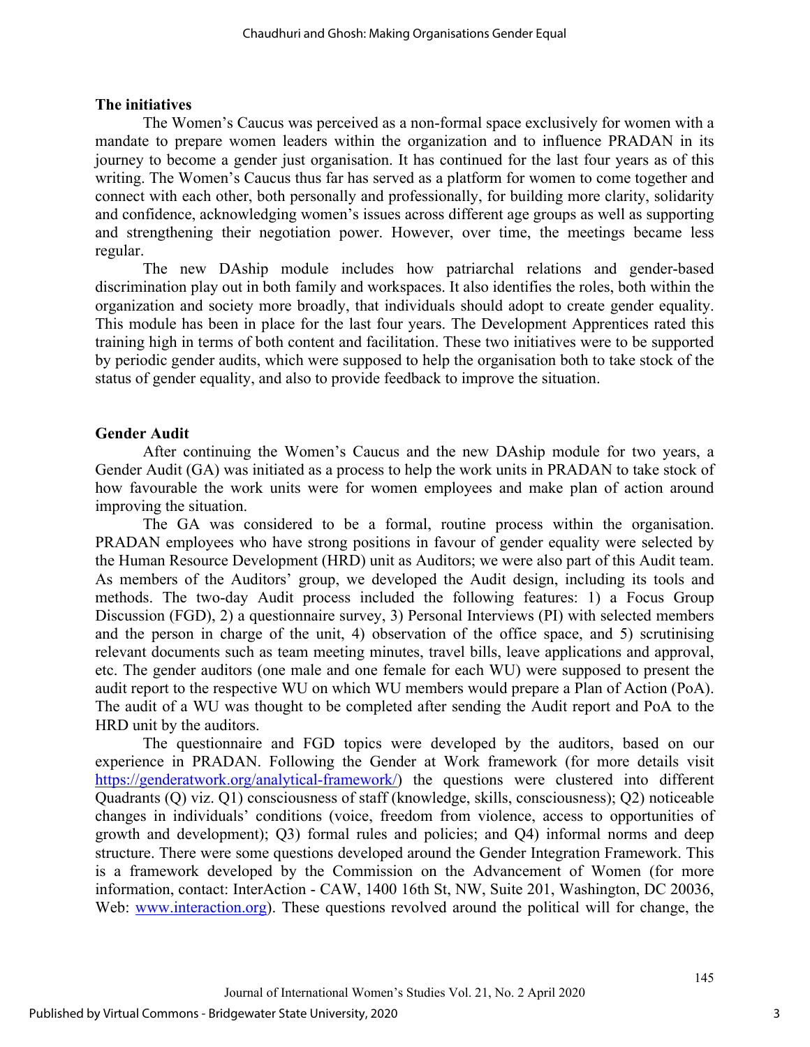## The initiatives

The Women's Caucus was perceived as a non-formal space exclusively for women with a mandate to prepare women leaders within the organization and to influence PRADAN in its journey to become a gender just organisation. It has continued for the last four years as of this writing. The Women's Caucus thus far has served as a platform for women to come together and connect with each other, both personally and professionally, for building more clarity, solidarity and confidence, acknowledging women's issues across different age groups as well as supporting and strengthening their negotiation power. However, over time, the meetings became less regular.

The new DAship module includes how patriarchal relations and gender-based discrimination play out in both family and workspaces. It also identifies the roles, both within the organization and society more broadly, that individuals should adopt to create gender equality. This module has been in place for the last four years. The Development Apprentices rated this training high in terms of both content and facilitation. These two initiatives were to be supported by periodic gender audits, which were supposed to help the organisation both to take stock of the status of gender equality, and also to provide feedback to improve the situation.

## Gender Audit

After continuing the Women's Caucus and the new DAship module for two years, a Gender Audit (GA) was initiated as a process to help the work units in PRADAN to take stock of how favourable the work units were for women employees and make plan of action around improving the situation.

The GA was considered to be a formal, routine process within the organisation. PRADAN employees who have strong positions in favour of gender equality were selected by the Human Resource Development (HRD) unit as Auditors; we were also part of this Audit team. As members of the Auditors' group, we developed the Audit design, including its tools and methods. The two-day Audit process included the following features: 1) a Focus Group Discussion (FGD), 2) a questionnaire survey, 3) Personal Interviews (PI) with selected members and the person in charge of the unit, 4) observation of the office space, and 5) scrutinising relevant documents such as team meeting minutes, travel bills, leave applications and approval, etc. The gender auditors (one male and one female for each WU) were supposed to present the audit report to the respective WU on which WU members would prepare a Plan of Action (PoA). The audit of a WU was thought to be completed after sending the Audit report and PoA to the HRD unit by the auditors.

The questionnaire and FGD topics were developed by the auditors, based on our experience in PRADAN. Following the Gender at Work framework (for more details visit https://genderatwork.org/analytical-framework/) the questions were clustered into different Quadrants (Q) viz. Q1) consciousness of staff (knowledge, skills, consciousness); Q2) noticeable changes in individuals' conditions (voice, freedom from violence, access to opportunities of growth and development); Q3) formal rules and policies; and Q4) informal norms and deep structure. There were some questions developed around the Gender Integration Framework. This is a framework developed by the Commission on the Advancement of Women (for more information, contact: InterAction - CAW, 1400 16th St, NW, Suite 201, Washington, DC 20036, Web: www.interaction.org). These questions revolved around the political will for change, the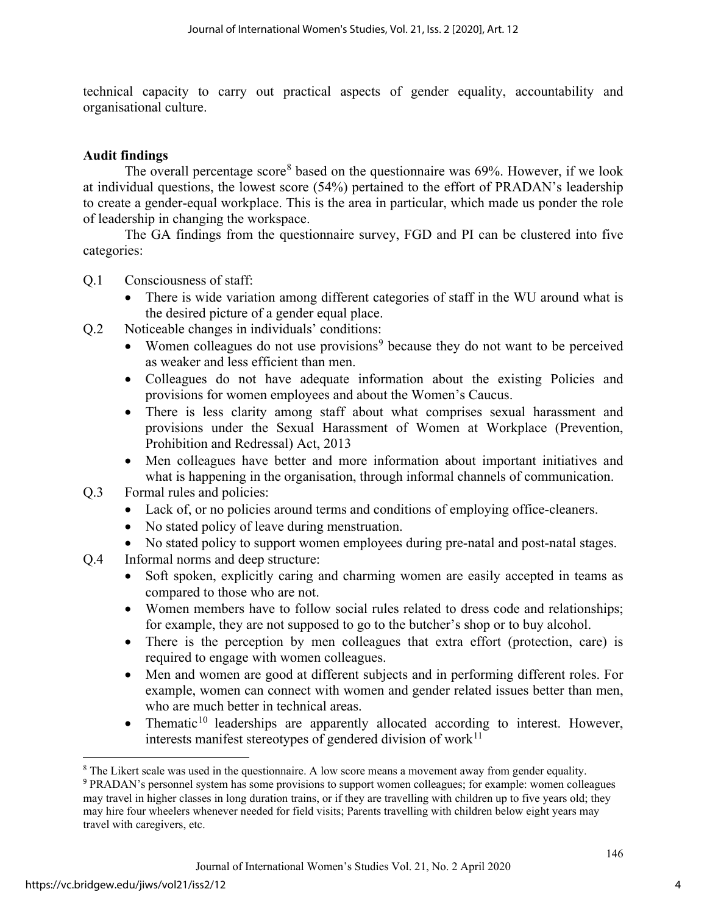technical capacity to carry out practical aspects of gender equality, accountability and organisational culture.

**Audit findings**

The overall percentage score[8] based on the questionnaire was 69%. However, if we look at individual questions, the lowest score (54%) pertained to the effort of PRADAN's leadership to create a gender-equal workplace. This is the area in particular, which made us ponder the role of leadership in changing the workspace.

The GA findings from the questionnaire survey, FGD and PI can be clustered into five categories:

Q.1 Consciousness of staff:

- There is wide variation among different categories of staff in the WU around what is the desired picture of a gender equal place.

Q.2 Noticeable changes in individuals' conditions:

- Women colleagues do not use provisions[9] because they do not want to be perceived as weaker and less efficient than men.
- Colleagues do not have adequate information about the existing Policies and provisions for women employees and about the Women's Caucus.
- There is less clarity among staff about what comprises sexual harassment and provisions under the Sexual Harassment of Women at Workplace (Prevention, Prohibition and Redressal) Act, 2013
- Men colleagues have better and more information about important initiatives and what is happening in the organisation, through informal channels of communication.

Q.3 Formal rules and policies:

- Lack of, or no policies around terms and conditions of employing office-cleaners.
- No stated policy of leave during menstruation.
- No stated policy to support women employees during pre-natal and post-natal stages.

Q.4 Informal norms and deep structure:

- Soft spoken, explicitly caring and charming women are easily accepted in teams as compared to those who are not.
- Women members have to follow social rules related to dress code and relationships; for example, they are not supposed to go to the butcher's shop or to buy alcohol.
- There is the perception by men colleagues that extra effort (protection, care) is required to engage with women colleagues.
- Men and women are good at different subjects and in performing different roles. For example, women can connect with women and gender related issues better than men, who are much better in technical areas.
- Thematic[10] leaderships are apparently allocated according to interest. However, interests manifest stereotypes of gendered division of work[11]

---

[8] The Likert scale was used in the questionnaire. A low score means a movement away from gender equality.

[9] PRADAN's personnel system has some provisions to support women colleagues; for example: women colleagues may travel in higher classes in long duration trains, or if they are travelling with children up to five years old; they may hire four wheelers whenever needed for field visits; Parents travelling with children below eight years may travel with caregivers, etc.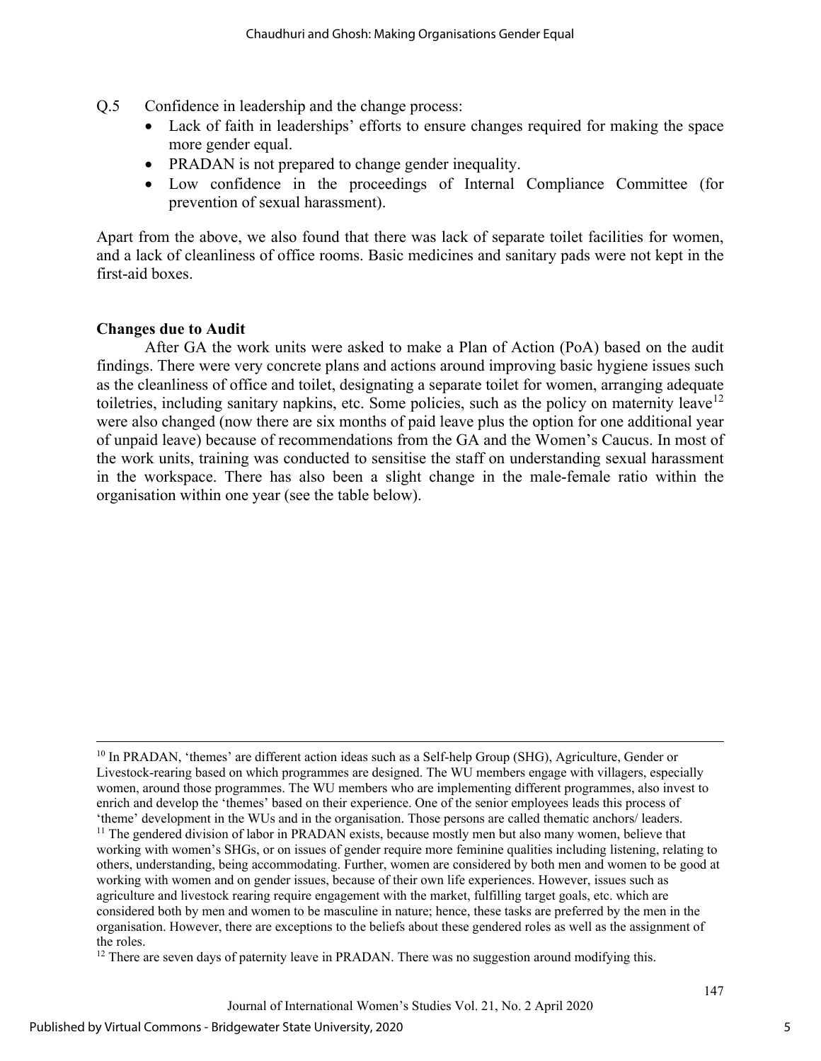Q.5 Confidence in leadership and the change process:

- Lack of faith in leaderships' efforts to ensure changes required for making the space more gender equal.
- PRADAN is not prepared to change gender inequality.
- Low confidence in the proceedings of Internal Compliance Committee (for prevention of sexual harassment).

Apart from the above, we also found that there was lack of separate toilet facilities for women, and a lack of cleanliness of office rooms. Basic medicines and sanitary pads were not kept in the first-aid boxes.

**Changes due to Audit**

After GA the work units were asked to make a Plan of Action (PoA) based on the audit findings. There were very concrete plans and actions around improving basic hygiene issues such as the cleanliness of office and toilet, designating a separate toilet for women, arranging adequate toiletries, including sanitary napkins, etc. Some policies, such as the policy on maternity leave[12] were also changed (now there are six months of paid leave plus the option for one additional year of unpaid leave) because of recommendations from the GA and the Women's Caucus. In most of the work units, training was conducted to sensitise the staff on understanding sexual harassment in the workspace. There has also been a slight change in the male-female ratio within the organisation within one year (see the table below).

---

[10] In PRADAN, 'themes' are different action ideas such as a Self-help Group (SHG), Agriculture, Gender or Livestock-rearing based on which programmes are designed. The WU members engage with villagers, especially women, around those programmes. The WU members who are implementing different programmes, also invest to enrich and develop the 'themes' based on their experience. One of the senior employees leads this process of 'theme' development in the WUs and in the organisation. Those persons are called thematic anchors/ leaders.

[11] The gendered division of labor in PRADAN exists, because mostly men but also many women, believe that working with women's SHGs, or on issues of gender require more feminine qualities including listening, relating to others, understanding, being accommodating. Further, women are considered by both men and women to be good at working with women and on gender issues, because of their own life experiences. However, issues such as agriculture and livestock rearing require engagement with the market, fulfilling target goals, etc. which are considered both by men and women to be masculine in nature; hence, these tasks are preferred by the men in the organisation. However, there are exceptions to the beliefs about these gendered roles as well as the assignment of the roles.

[12] There are seven days of paternity leave in PRADAN. There was no suggestion around modifying this.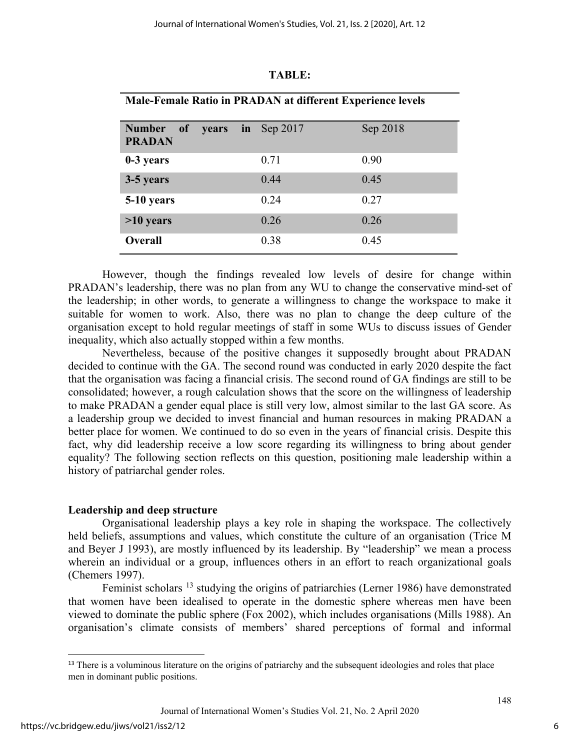**TABLE:**

**Male-Female Ratio in PRADAN at different Experience levels**

| Number of years in PRADAN | Sep 2017 | Sep 2018 |
|---|---|---|
| **0-3 years** | 0.71 | 0.90 |
| **3-5 years** | 0.44 | 0.45 |
| **5-10 years** | 0.24 | 0.27 |
| **>10 years** | 0.26 | 0.26 |
| **Overall** | 0.38 | 0.45 |

However, though the findings revealed low levels of desire for change within PRADAN's leadership, there was no plan from any WU to change the conservative mind-set of the leadership; in other words, to generate a willingness to change the workspace to make it suitable for women to work. Also, there was no plan to change the deep culture of the organisation except to hold regular meetings of staff in some WUs to discuss issues of Gender inequality, which also actually stopped within a few months.

Nevertheless, because of the positive changes it supposedly brought about PRADAN decided to continue with the GA. The second round was conducted in early 2020 despite the fact that the organisation was facing a financial crisis. The second round of GA findings are still to be consolidated; however, a rough calculation shows that the score on the willingness of leadership to make PRADAN a gender equal place is still very low, almost similar to the last GA score. As a leadership group we decided to invest financial and human resources in making PRADAN a better place for women. We continued to do so even in the years of financial crisis. Despite this fact, why did leadership receive a low score regarding its willingness to bring about gender equality? The following section reflects on this question, positioning male leadership within a history of patriarchal gender roles.

## Leadership and deep structure

Organisational leadership plays a key role in shaping the workspace. The collectively held beliefs, assumptions and values, which constitute the culture of an organisation (Trice M and Beyer J 1993), are mostly influenced by its leadership. By "leadership" we mean a process wherein an individual or a group, influences others in an effort to reach organizational goals (Chemers 1997).

Feminist scholars [13] studying the origins of patriarchies (Lerner 1986) have demonstrated that women have been idealised to operate in the domestic sphere whereas men have been viewed to dominate the public sphere (Fox 2002), which includes organisations (Mills 1988). An organisation's climate consists of members' shared perceptions of formal and informal

[13] There is a voluminous literature on the origins of patriarchy and the subsequent ideologies and roles that place men in dominant public positions.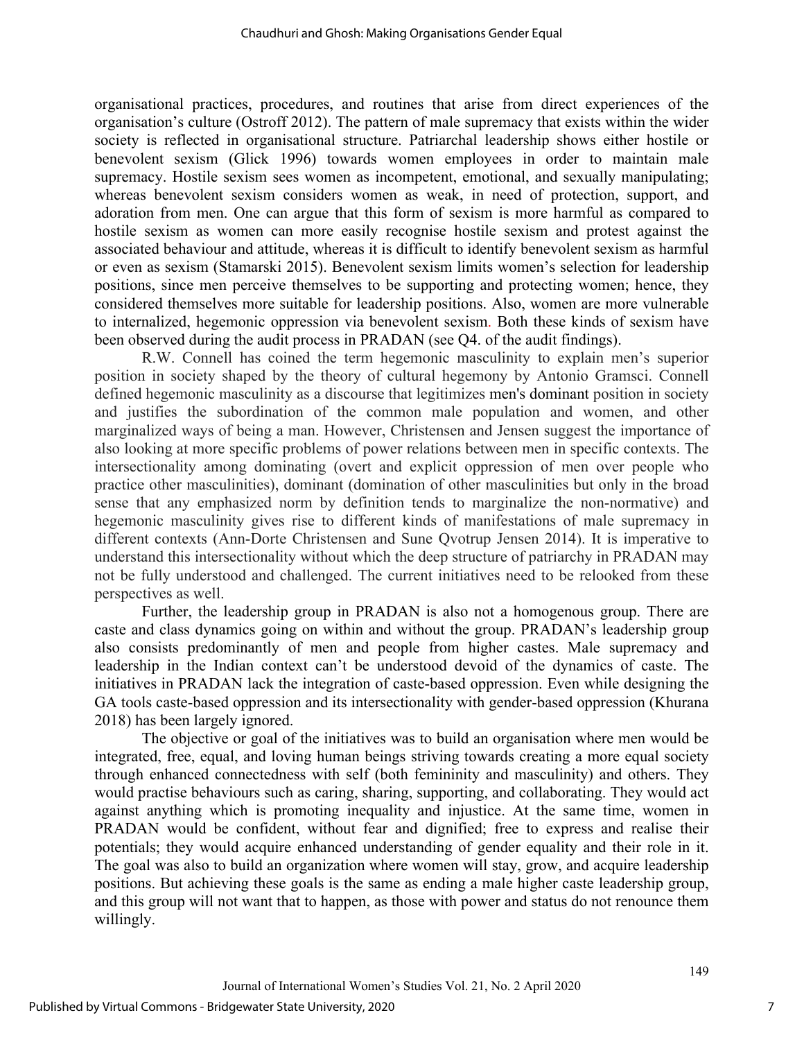organisational practices, procedures, and routines that arise from direct experiences of the organisation's culture (Ostroff 2012). The pattern of male supremacy that exists within the wider society is reflected in organisational structure. Patriarchal leadership shows either hostile or benevolent sexism (Glick 1996) towards women employees in order to maintain male supremacy. Hostile sexism sees women as incompetent, emotional, and sexually manipulating; whereas benevolent sexism considers women as weak, in need of protection, support, and adoration from men. One can argue that this form of sexism is more harmful as compared to hostile sexism as women can more easily recognise hostile sexism and protest against the associated behaviour and attitude, whereas it is difficult to identify benevolent sexism as harmful or even as sexism (Stamarski 2015). Benevolent sexism limits women's selection for leadership positions, since men perceive themselves to be supporting and protecting women; hence, they considered themselves more suitable for leadership positions. Also, women are more vulnerable to internalized, hegemonic oppression via benevolent sexism. Both these kinds of sexism have been observed during the audit process in PRADAN (see Q4. of the audit findings).

R.W. Connell has coined the term hegemonic masculinity to explain men's superior position in society shaped by the theory of cultural hegemony by Antonio Gramsci. Connell defined hegemonic masculinity as a discourse that legitimizes men's dominant position in society and justifies the subordination of the common male population and women, and other marginalized ways of being a man. However, Christensen and Jensen suggest the importance of also looking at more specific problems of power relations between men in specific contexts. The intersectionality among dominating (overt and explicit oppression of men over people who practice other masculinities), dominant (domination of other masculinities but only in the broad sense that any emphasized norm by definition tends to marginalize the non-normative) and hegemonic masculinity gives rise to different kinds of manifestations of male supremacy in different contexts (Ann-Dorte Christensen and Sune Qvotrup Jensen 2014). It is imperative to understand this intersectionality without which the deep structure of patriarchy in PRADAN may not be fully understood and challenged. The current initiatives need to be relooked from these perspectives as well.

Further, the leadership group in PRADAN is also not a homogenous group. There are caste and class dynamics going on within and without the group. PRADAN's leadership group also consists predominantly of men and people from higher castes. Male supremacy and leadership in the Indian context can't be understood devoid of the dynamics of caste. The initiatives in PRADAN lack the integration of caste-based oppression. Even while designing the GA tools caste-based oppression and its intersectionality with gender-based oppression (Khurana 2018) has been largely ignored.

The objective or goal of the initiatives was to build an organisation where men would be integrated, free, equal, and loving human beings striving towards creating a more equal society through enhanced connectedness with self (both femininity and masculinity) and others. They would practise behaviours such as caring, sharing, supporting, and collaborating. They would act against anything which is promoting inequality and injustice. At the same time, women in PRADAN would be confident, without fear and dignified; free to express and realise their potentials; they would acquire enhanced understanding of gender equality and their role in it. The goal was also to build an organization where women will stay, grow, and acquire leadership positions. But achieving these goals is the same as ending a male higher caste leadership group, and this group will not want that to happen, as those with power and status do not renounce them willingly.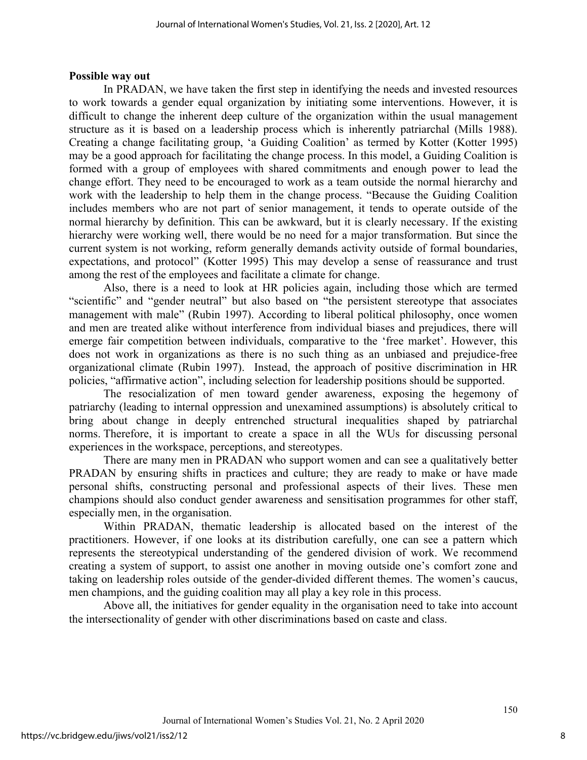**Possible way out**

In PRADAN, we have taken the first step in identifying the needs and invested resources to work towards a gender equal organization by initiating some interventions. However, it is difficult to change the inherent deep culture of the organization within the usual management structure as it is based on a leadership process which is inherently patriarchal (Mills 1988). Creating a change facilitating group, 'a Guiding Coalition' as termed by Kotter (Kotter 1995) may be a good approach for facilitating the change process. In this model, a Guiding Coalition is formed with a group of employees with shared commitments and enough power to lead the change effort. They need to be encouraged to work as a team outside the normal hierarchy and work with the leadership to help them in the change process. "Because the Guiding Coalition includes members who are not part of senior management, it tends to operate outside of the normal hierarchy by definition. This can be awkward, but it is clearly necessary. If the existing hierarchy were working well, there would be no need for a major transformation. But since the current system is not working, reform generally demands activity outside of formal boundaries, expectations, and protocol" (Kotter 1995) This may develop a sense of reassurance and trust among the rest of the employees and facilitate a climate for change.

Also, there is a need to look at HR policies again, including those which are termed "scientific" and "gender neutral" but also based on "the persistent stereotype that associates management with male" (Rubin 1997). According to liberal political philosophy, once women and men are treated alike without interference from individual biases and prejudices, there will emerge fair competition between individuals, comparative to the 'free market'. However, this does not work in organizations as there is no such thing as an unbiased and prejudice-free organizational climate (Rubin 1997). Instead, the approach of positive discrimination in HR policies, "affirmative action", including selection for leadership positions should be supported.

The resocialization of men toward gender awareness, exposing the hegemony of patriarchy (leading to internal oppression and unexamined assumptions) is absolutely critical to bring about change in deeply entrenched structural inequalities shaped by patriarchal norms. Therefore, it is important to create a space in all the WUs for discussing personal experiences in the workspace, perceptions, and stereotypes.

There are many men in PRADAN who support women and can see a qualitatively better PRADAN by ensuring shifts in practices and culture; they are ready to make or have made personal shifts, constructing personal and professional aspects of their lives. These men champions should also conduct gender awareness and sensitisation programmes for other staff, especially men, in the organisation.

Within PRADAN, thematic leadership is allocated based on the interest of the practitioners. However, if one looks at its distribution carefully, one can see a pattern which represents the stereotypical understanding of the gendered division of work. We recommend creating a system of support, to assist one another in moving outside one's comfort zone and taking on leadership roles outside of the gender-divided different themes. The women's caucus, men champions, and the guiding coalition may all play a key role in this process.

Above all, the initiatives for gender equality in the organisation need to take into account the intersectionality of gender with other discriminations based on caste and class.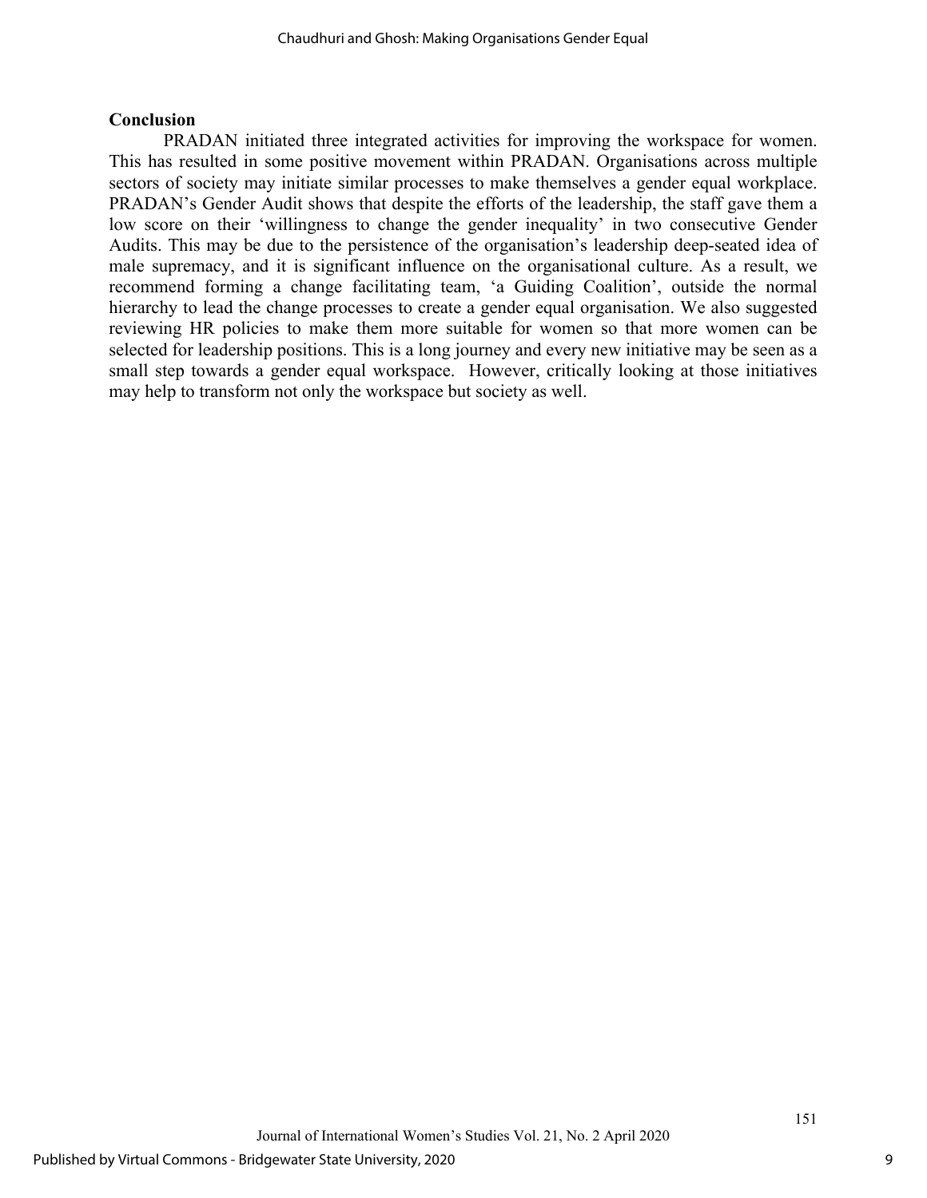## Conclusion

PRADAN initiated three integrated activities for improving the workspace for women. This has resulted in some positive movement within PRADAN. Organisations across multiple sectors of society may initiate similar processes to make themselves a gender equal workplace. PRADAN's Gender Audit shows that despite the efforts of the leadership, the staff gave them a low score on their 'willingness to change the gender inequality' in two consecutive Gender Audits. This may be due to the persistence of the organisation's leadership deep-seated idea of male supremacy, and it is significant influence on the organisational culture. As a result, we recommend forming a change facilitating team, 'a Guiding Coalition', outside the normal hierarchy to lead the change processes to create a gender equal organisation. We also suggested reviewing HR policies to make them more suitable for women so that more women can be selected for leadership positions. This is a long journey and every new initiative may be seen as a small step towards a gender equal workspace. However, critically looking at those initiatives may help to transform not only the workspace but society as well.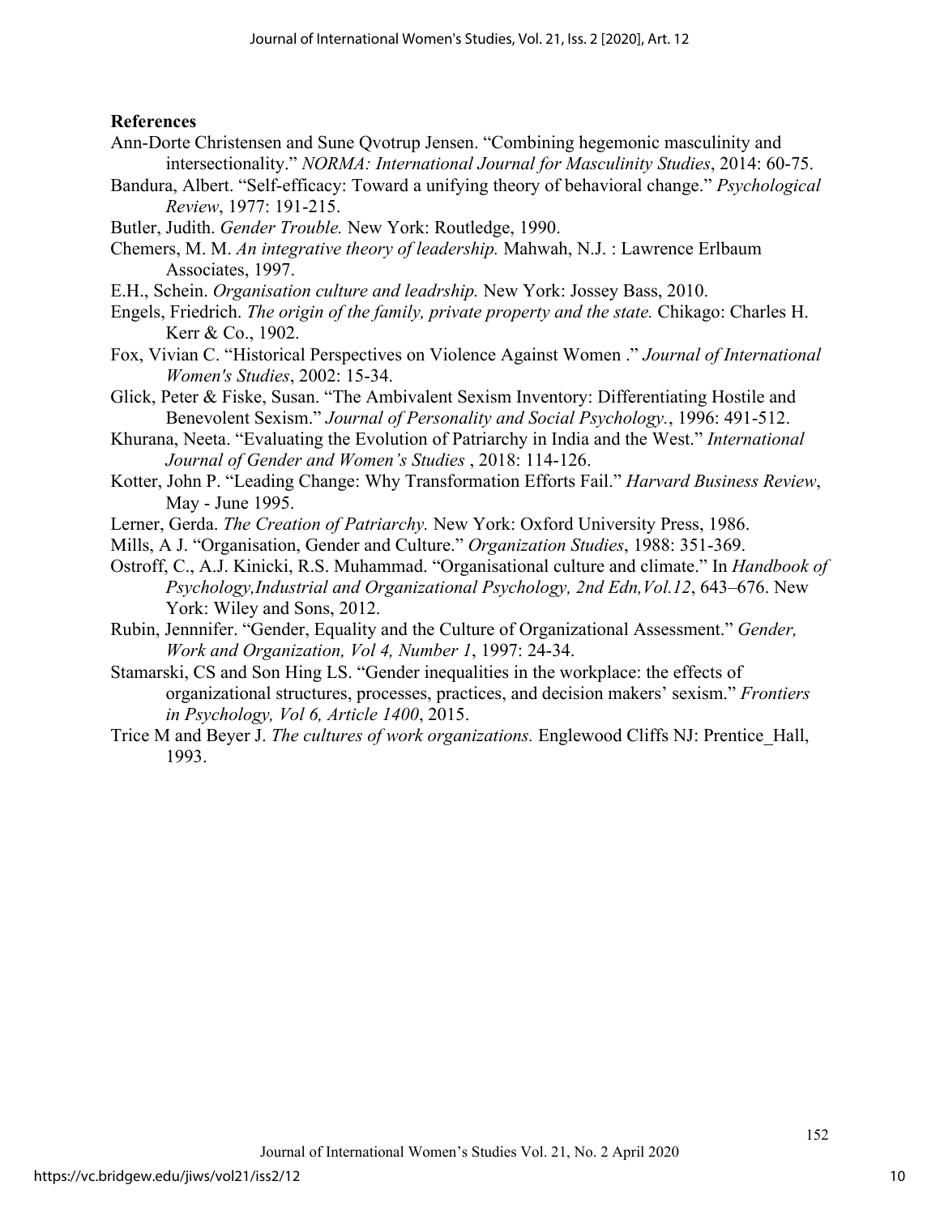**References**

Ann-Dorte Christensen and Sune Qvotrup Jensen. "Combining hegemonic masculinity and intersectionality." *NORMA: International Journal for Masculinity Studies*, 2014: 60-75.

Bandura, Albert. "Self-efficacy: Toward a unifying theory of behavioral change." *Psychological Review*, 1977: 191-215.

Butler, Judith. *Gender Trouble.* New York: Routledge, 1990.

Chemers, M. M. *An integrative theory of leadership.* Mahwah, N.J. : Lawrence Erlbaum Associates, 1997.

E.H., Schein. *Organisation culture and leadrship.* New York: Jossey Bass, 2010.

Engels, Friedrich. *The origin of the family, private property and the state.* Chikago: Charles H. Kerr & Co., 1902.

Fox, Vivian C. "Historical Perspectives on Violence Against Women ." *Journal of International Women's Studies*, 2002: 15-34.

Glick, Peter & Fiske, Susan. "The Ambivalent Sexism Inventory: Differentiating Hostile and Benevolent Sexism." *Journal of Personality and Social Psychology.*, 1996: 491-512.

Khurana, Neeta. "Evaluating the Evolution of Patriarchy in India and the West." *International Journal of Gender and Women's Studies* , 2018: 114-126.

Kotter, John P. "Leading Change: Why Transformation Efforts Fail." *Harvard Business Review*, May - June 1995.

Lerner, Gerda. *The Creation of Patriarchy.* New York: Oxford University Press, 1986.

Mills, A J. "Organisation, Gender and Culture." *Organization Studies*, 1988: 351-369.

Ostroff, C., A.J. Kinicki, R.S. Muhammad. "Organisational culture and climate." In *Handbook of Psychology,Industrial and Organizational Psychology, 2nd Edn,Vol.12*, 643–676. New York: Wiley and Sons, 2012.

Rubin, Jennnifer. "Gender, Equality and the Culture of Organizational Assessment." *Gender, Work and Organization, Vol 4, Number 1*, 1997: 24-34.

Stamarski, CS and Son Hing LS. "Gender inequalities in the workplace: the effects of organizational structures, processes, practices, and decision makers' sexism." *Frontiers in Psychology, Vol 6, Article 1400*, 2015.

Trice M and Beyer J. *The cultures of work organizations.* Englewood Cliffs NJ: Prentice_Hall, 1993.